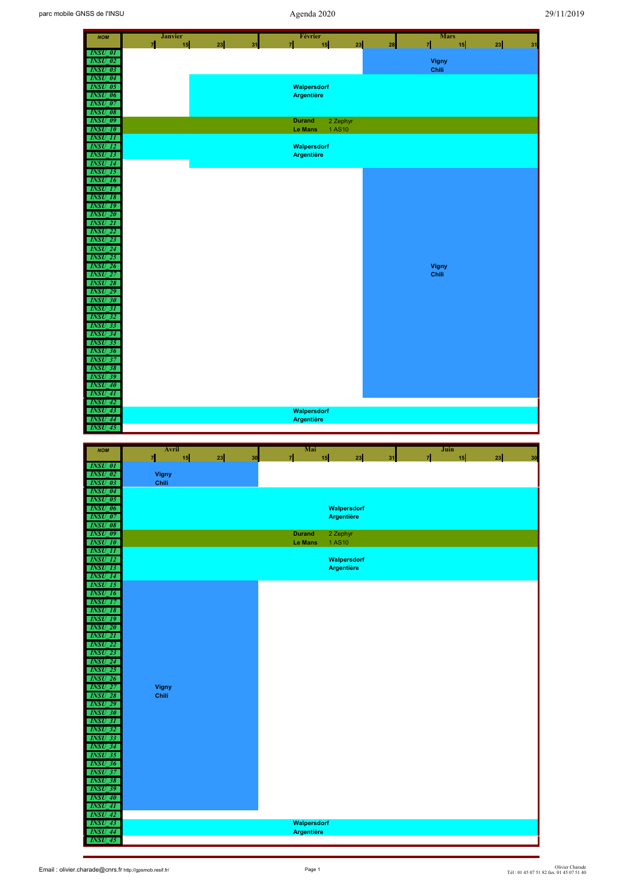# Agenda 2020

parc mobile GNSS de l'INSU

29/11/2019

## Janvier – Mars

| NOM | Janvier (7, 15, 23, 31) | Février (7, 15, 23, 28) | Mars (7, 15, 23, 31) |
|---|---|---|---|
| INSU 01 | | | |
| INSU 02 | | (from ~Feb 23) Vigny Chili | Vigny Chili |
| INSU 03 | | (from ~Feb 23) Vigny Chili | Vigny Chili |
| INSU 04 | (from ~Jan 15) Walpersdorf Argentière | Walpersdorf Argentière | Walpersdorf Argentière |
| INSU 05 | (from ~Jan 15) Walpersdorf Argentière | Walpersdorf Argentière | Walpersdorf Argentière |
| INSU 06 | (from ~Jan 15) Walpersdorf Argentière | Walpersdorf Argentière | Walpersdorf Argentière |
| INSU 07 | (from ~Jan 15) Walpersdorf Argentière | Walpersdorf Argentière | Walpersdorf Argentière |
| INSU 08 | (from ~Jan 15) Walpersdorf Argentière | Walpersdorf Argentière | Walpersdorf Argentière |
| INSU 09 | Durand Le Mans (2 Zephyr, 1 AS10) | Durand Le Mans (2 Zephyr, 1 AS10) | Durand Le Mans (2 Zephyr, 1 AS10) |
| INSU 10 | Durand Le Mans (2 Zephyr, 1 AS10) | Durand Le Mans (2 Zephyr, 1 AS10) | Durand Le Mans (2 Zephyr, 1 AS10) |
| INSU 11 | Walpersdorf Argentière | Walpersdorf Argentière | Walpersdorf Argentière |
| INSU 12 | Walpersdorf Argentière | Walpersdorf Argentière | Walpersdorf Argentière |
| INSU 13 | Walpersdorf Argentière | Walpersdorf Argentière | Walpersdorf Argentière |
| INSU 14 | (from ~Jan 15) Walpersdorf Argentière | Walpersdorf Argentière | Walpersdorf Argentière |
| INSU 15 – INSU 41 | | (from ~Feb 23) Vigny Chili | Vigny Chili |
| INSU 42 | | | |
| INSU 43 | Walpersdorf Argentière | Walpersdorf Argentière | Walpersdorf Argentière |
| INSU 44 | Walpersdorf Argentière | Walpersdorf Argentière | Walpersdorf Argentière |
| INSU 45 | | | |

## Avril – Juin

| NOM | Avril (7, 15, 23, 30) | Mai (7, 15, 23, 31) | Juin (7, 15, 23, 30) |
|---|---|---|---|
| INSU 01 | | | |
| INSU 02 | Vigny Chili | | |
| INSU 03 | Vigny Chili | | |
| INSU 04 – INSU 08 | Walpersdorf Argentière | Walpersdorf Argentière | Walpersdorf Argentière |
| INSU 09 | Durand Le Mans (2 Zephyr, 1 AS10) | Durand Le Mans (2 Zephyr, 1 AS10) | Durand Le Mans (2 Zephyr, 1 AS10) |
| INSU 10 | Durand Le Mans (2 Zephyr, 1 AS10) | Durand Le Mans (2 Zephyr, 1 AS10) | Durand Le Mans (2 Zephyr, 1 AS10) |
| INSU 11 – INSU 14 | Walpersdorf Argentière | Walpersdorf Argentière | Walpersdorf Argentière |
| INSU 15 – INSU 41 | Vigny Chili | | |
| INSU 42 | | | |
| INSU 43 | Walpersdorf Argentière | Walpersdorf Argentière | Walpersdorf Argentière |
| INSU 44 | Walpersdorf Argentière | Walpersdorf Argentière | Walpersdorf Argentière |
| INSU 45 | | | |

Email : olivier.charade@cnrs.fr http://gpsmob.resif.fr/

Olivier Charade
Tél : 01 45 07 51 82 fax: 01 45 07 51 40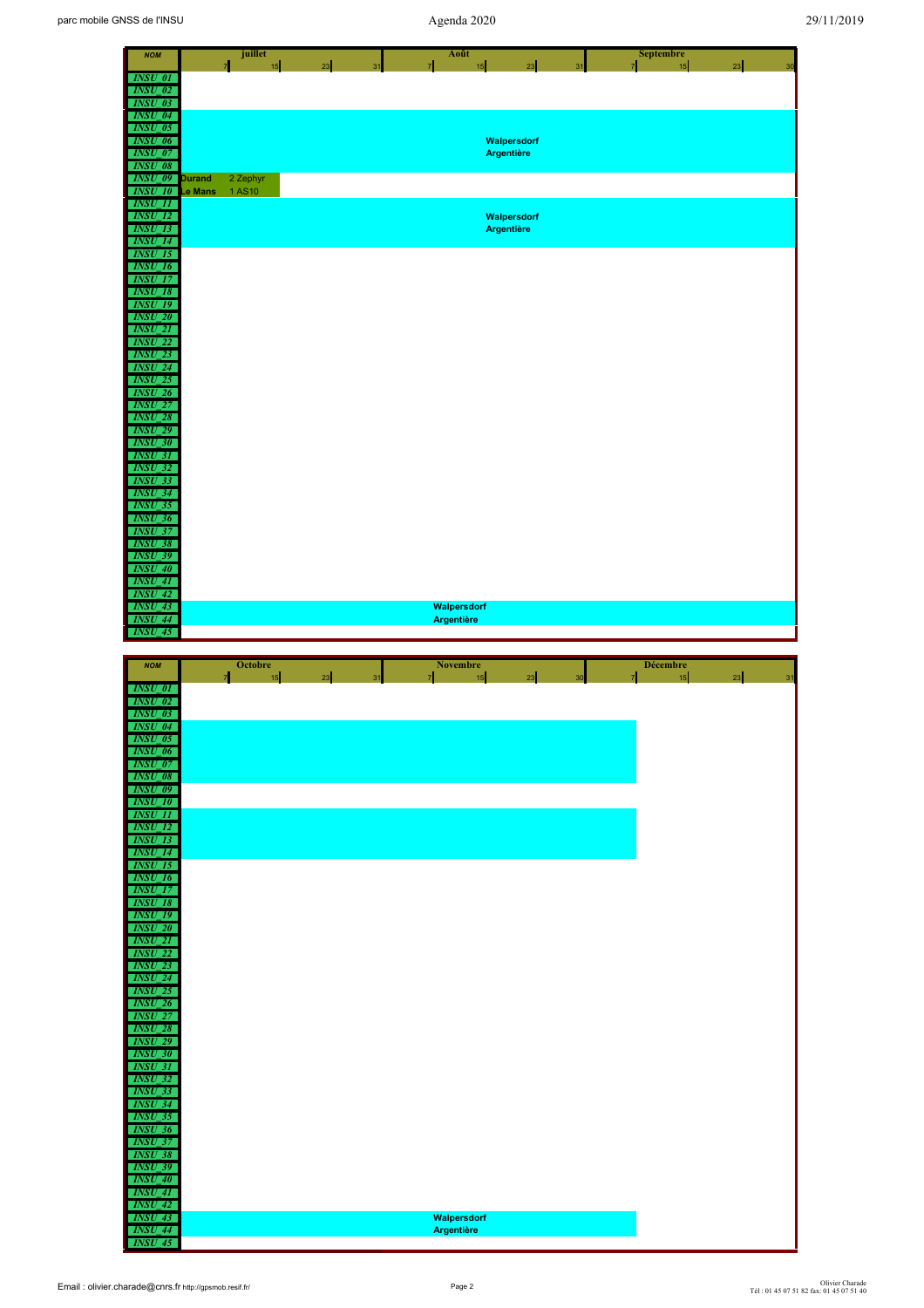Agenda 2020

| NOM | juillet | | | | Août | | | | Septembre | | | |
|---|---|---|---|---|---|---|---|---|---|---|---|---|
| | 7 | 15 | 23 | 31 | 7 | 15 | 23 | 31 | 7 | 15 | 23 | 30 |
| INSU 01 | | | | | | | | | | | | |
| INSU 02 | | | | | | | | | | | | |
| INSU 03 | | | | | | | | | | | | |
| INSU 04 | | | | | | | | | | | | |
| INSU 05 | | | | | | | | | | | | |
| INSU 06 | | | | | | Walpersdorf | | | | | | |
| INSU 07 | | | | | | Argentière | | | | | | |
| INSU 08 | | | | | | | | | | | | |
| INSU 09 | Durand | 2 Zephyr | | | | | | | | | | |
| INSU 10 | Le Mans | 1 AS10 | | | | | | | | | | |
| INSU 11 | | | | | | | | | | | | |
| INSU 12 | | | | | | Walpersdorf | | | | | | |
| INSU 13 | | | | | | Argentière | | | | | | |
| INSU 14 | | | | | | | | | | | | |
| INSU 15 | | | | | | | | | | | | |
| INSU 16 | | | | | | | | | | | | |
| INSU 17 | | | | | | | | | | | | |
| INSU 18 | | | | | | | | | | | | |
| INSU 19 | | | | | | | | | | | | |
| INSU 20 | | | | | | | | | | | | |
| INSU 21 | | | | | | | | | | | | |
| INSU 22 | | | | | | | | | | | | |
| INSU 23 | | | | | | | | | | | | |
| INSU 24 | | | | | | | | | | | | |
| INSU 25 | | | | | | | | | | | | |
| INSU 26 | | | | | | | | | | | | |
| INSU 27 | | | | | | | | | | | | |
| INSU 28 | | | | | | | | | | | | |
| INSU 29 | | | | | | | | | | | | |
| INSU 30 | | | | | | | | | | | | |
| INSU 31 | | | | | | | | | | | | |
| INSU 32 | | | | | | | | | | | | |
| INSU 33 | | | | | | | | | | | | |
| INSU 34 | | | | | | | | | | | | |
| INSU 35 | | | | | | | | | | | | |
| INSU 36 | | | | | | | | | | | | |
| INSU 37 | | | | | | | | | | | | |
| INSU 38 | | | | | | | | | | | | |
| INSU 39 | | | | | | | | | | | | |
| INSU 40 | | | | | | | | | | | | |
| INSU 41 | | | | | | | | | | | | |
| INSU 42 | | | | | | | | | | | | |
| INSU 43 | | | | | Walpersdorf | | | | | | | |
| INSU 44 | | | | | Argentière | | | | | | | |
| INSU 45 | | | | | | | | | | | | |

| NOM | Octobre | | | | Novembre | | | | Décembre | | | |
|---|---|---|---|---|---|---|---|---|---|---|---|---|
| | 7 | 15 | 23 | 31 | 7 | 15 | 23 | 30 | 7 | 15 | 23 | 31 |
| INSU 01 | | | | | | | | | | | | |
| INSU 02 | | | | | | | | | | | | |
| INSU 03 | | | | | | | | | | | | |
| INSU 04 | | | | | | | | | | | | |
| INSU 05 | | | | | | | | | | | | |
| INSU 06 | | | | | | | | | | | | |
| INSU 07 | | | | | | | | | | | | |
| INSU 08 | | | | | | | | | | | | |
| INSU 09 | | | | | | | | | | | | |
| INSU 10 | | | | | | | | | | | | |
| INSU 11 | | | | | | | | | | | | |
| INSU 12 | | | | | | | | | | | | |
| INSU 13 | | | | | | | | | | | | |
| INSU 14 | | | | | | | | | | | | |
| INSU 15 | | | | | | | | | | | | |
| INSU 16 | | | | | | | | | | | | |
| INSU 17 | | | | | | | | | | | | |
| INSU 18 | | | | | | | | | | | | |
| INSU 19 | | | | | | | | | | | | |
| INSU 20 | | | | | | | | | | | | |
| INSU 21 | | | | | | | | | | | | |
| INSU 22 | | | | | | | | | | | | |
| INSU 23 | | | | | | | | | | | | |
| INSU 24 | | | | | | | | | | | | |
| INSU 25 | | | | | | | | | | | | |
| INSU 26 | | | | | | | | | | | | |
| INSU 27 | | | | | | | | | | | | |
| INSU 28 | | | | | | | | | | | | |
| INSU 29 | | | | | | | | | | | | |
| INSU 30 | | | | | | | | | | | | |
| INSU 31 | | | | | | | | | | | | |
| INSU 32 | | | | | | | | | | | | |
| INSU 33 | | | | | | | | | | | | |
| INSU 34 | | | | | | | | | | | | |
| INSU 35 | | | | | | | | | | | | |
| INSU 36 | | | | | | | | | | | | |
| INSU 37 | | | | | | | | | | | | |
| INSU 38 | | | | | | | | | | | | |
| INSU 39 | | | | | | | | | | | | |
| INSU 40 | | | | | | | | | | | | |
| INSU 41 | | | | | | | | | | | | |
| INSU 42 | | | | | | | | | | | | |
| INSU 43 | | | | | Walpersdorf | | | | | | | |
| INSU 44 | | | | | Argentière | | | | | | | |
| INSU 45 | | | | | | | | | | | | |

Email : olivier.charade@cnrs.fr http://gpsmob.resif.fr/

Olivier Charade
Tél : 01 45 07 51 82 fax: 01 45 07 51 40